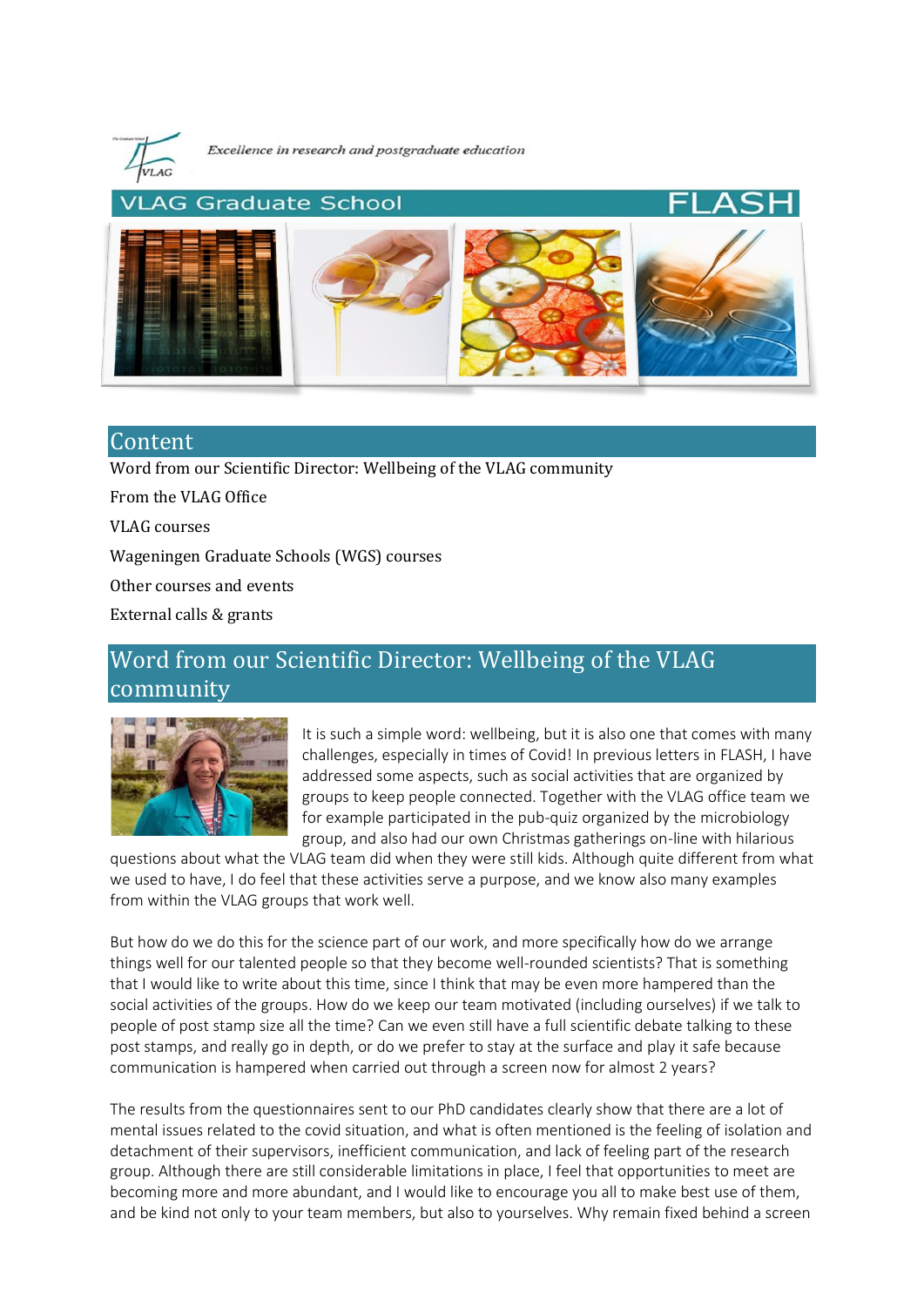*Excellence in research and postgraduate education*

# VLAG Graduate School FLASH

## Content

Word from our Scientific Director: Wellbeing of the VLAG community

From the VLAG Office

VLAG courses

Wageningen Graduate Schools (WGS) courses

Other courses and events

External calls & grants

## Word from our Scientific Director: Wellbeing of the VLAG community

It is such a simple word: wellbeing, but it is also one that comes with many challenges, especially in times of Covid! In previous letters in FLASH, I have addressed some aspects, such as social activities that are organized by groups to keep people connected. Together with the VLAG office team we for example participated in the pub-quiz organized by the microbiology group, and also had our own Christmas gatherings on-line with hilarious questions about what the VLAG team did when they were still kids. Although quite different from what we used to have, I do feel that these activities serve a purpose, and we know also many examples from within the VLAG groups that work well.

But how do we do this for the science part of our work, and more specifically how do we arrange things well for our talented people so that they become well-rounded scientists? That is something that I would like to write about this time, since I think that may be even more hampered than the social activities of the groups. How do we keep our team motivated (including ourselves) if we talk to people of post stamp size all the time? Can we even still have a full scientific debate talking to these post stamps, and really go in depth, or do we prefer to stay at the surface and play it safe because communication is hampered when carried out through a screen now for almost 2 years?

The results from the questionnaires sent to our PhD candidates clearly show that there are a lot of mental issues related to the covid situation, and what is often mentioned is the feeling of isolation and detachment of their supervisors, inefficient communication, and lack of feeling part of the research group. Although there are still considerable limitations in place, I feel that opportunities to meet are becoming more and more abundant, and I would like to encourage you all to make best use of them, and be kind not only to your team members, but also to yourselves. Why remain fixed behind a screen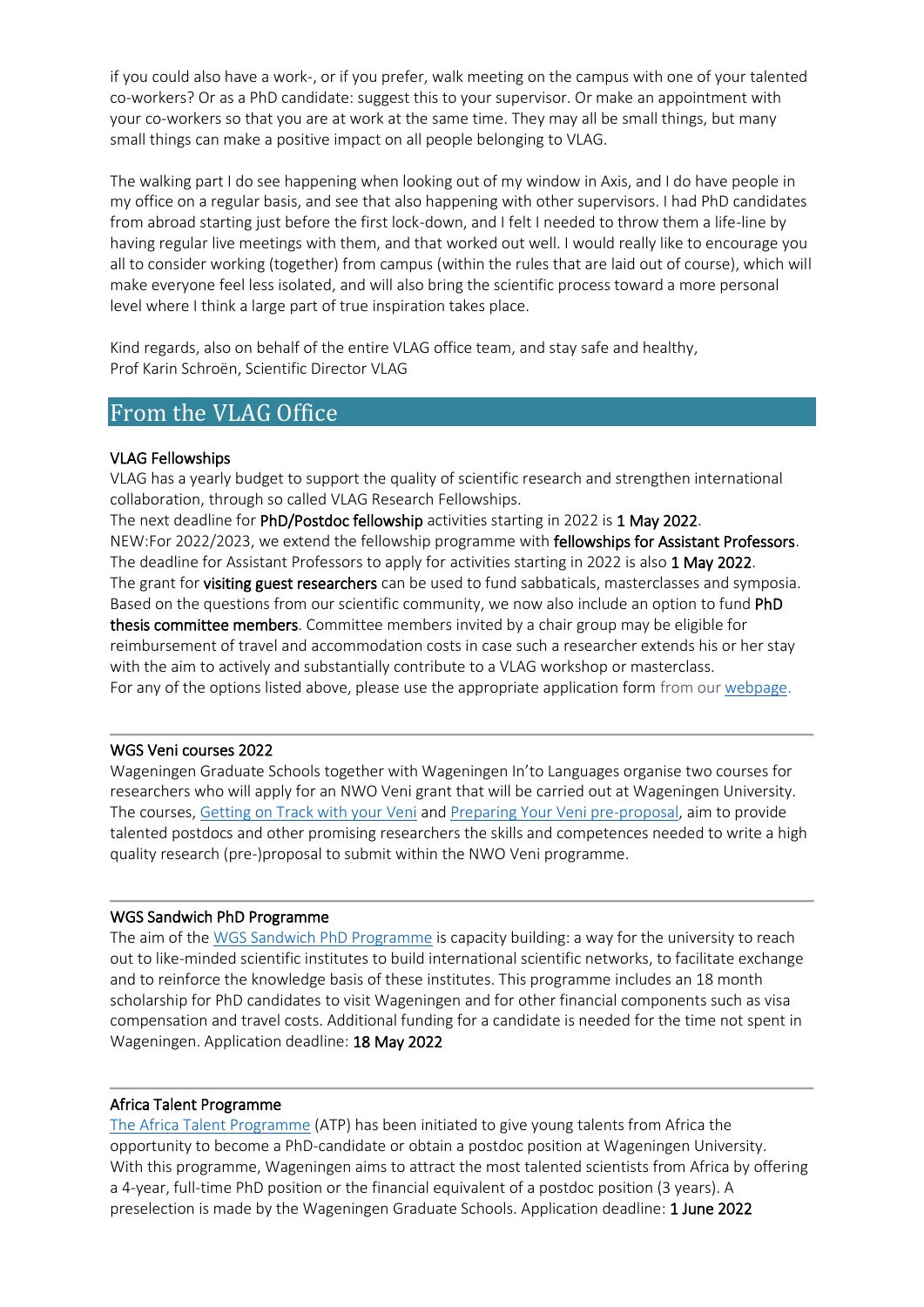if you could also have a work-, or if you prefer, walk meeting on the campus with one of your talented co-workers? Or as a PhD candidate: suggest this to your supervisor. Or make an appointment with your co-workers so that you are at work at the same time. They may all be small things, but many small things can make a positive impact on all people belonging to VLAG.

The walking part I do see happening when looking out of my window in Axis, and I do have people in my office on a regular basis, and see that also happening with other supervisors. I had PhD candidates from abroad starting just before the first lock-down, and I felt I needed to throw them a life-line by having regular live meetings with them, and that worked out well. I would really like to encourage you all to consider working (together) from campus (within the rules that are laid out of course), which will make everyone feel less isolated, and will also bring the scientific process toward a more personal level where I think a large part of true inspiration takes place.

Kind regards, also on behalf of the entire VLAG office team, and stay safe and healthy,
Prof Karin Schroën, Scientific Director VLAG

## From the VLAG Office

### VLAG Fellowships

VLAG has a yearly budget to support the quality of scientific research and strengthen international collaboration, through so called VLAG Research Fellowships.
The next deadline for **PhD/Postdoc fellowship** activities starting in 2022 is **1 May 2022**.
NEW:For 2022/2023, we extend the fellowship programme with **fellowships for Assistant Professors**. The deadline for Assistant Professors to apply for activities starting in 2022 is also **1 May 2022**.
The grant for **visiting guest researchers** can be used to fund sabbaticals, masterclasses and symposia. Based on the questions from our scientific community, we now also include an option to fund **PhD thesis committee members**. Committee members invited by a chair group may be eligible for reimbursement of travel and accommodation costs in case such a researcher extends his or her stay with the aim to actively and substantially contribute to a VLAG workshop or masterclass.
For any of the options listed above, please use the appropriate application form from our webpage.

---

### WGS Veni courses 2022

Wageningen Graduate Schools together with Wageningen In'to Languages organise two courses for researchers who will apply for an NWO Veni grant that will be carried out at Wageningen University. The courses, Getting on Track with your Veni and Preparing Your Veni pre-proposal, aim to provide talented postdocs and other promising researchers the skills and competences needed to write a high quality research (pre-)proposal to submit within the NWO Veni programme.

---

### WGS Sandwich PhD Programme

The aim of the WGS Sandwich PhD Programme is capacity building: a way for the university to reach out to like-minded scientific institutes to build international scientific networks, to facilitate exchange and to reinforce the knowledge basis of these institutes. This programme includes an 18 month scholarship for PhD candidates to visit Wageningen and for other financial components such as visa compensation and travel costs. Additional funding for a candidate is needed for the time not spent in Wageningen. Application deadline: **18 May 2022**

---

### Africa Talent Programme

The Africa Talent Programme (ATP) has been initiated to give young talents from Africa the opportunity to become a PhD-candidate or obtain a postdoc position at Wageningen University. With this programme, Wageningen aims to attract the most talented scientists from Africa by offering a 4-year, full-time PhD position or the financial equivalent of a postdoc position (3 years). A preselection is made by the Wageningen Graduate Schools. Application deadline: **1 June 2022**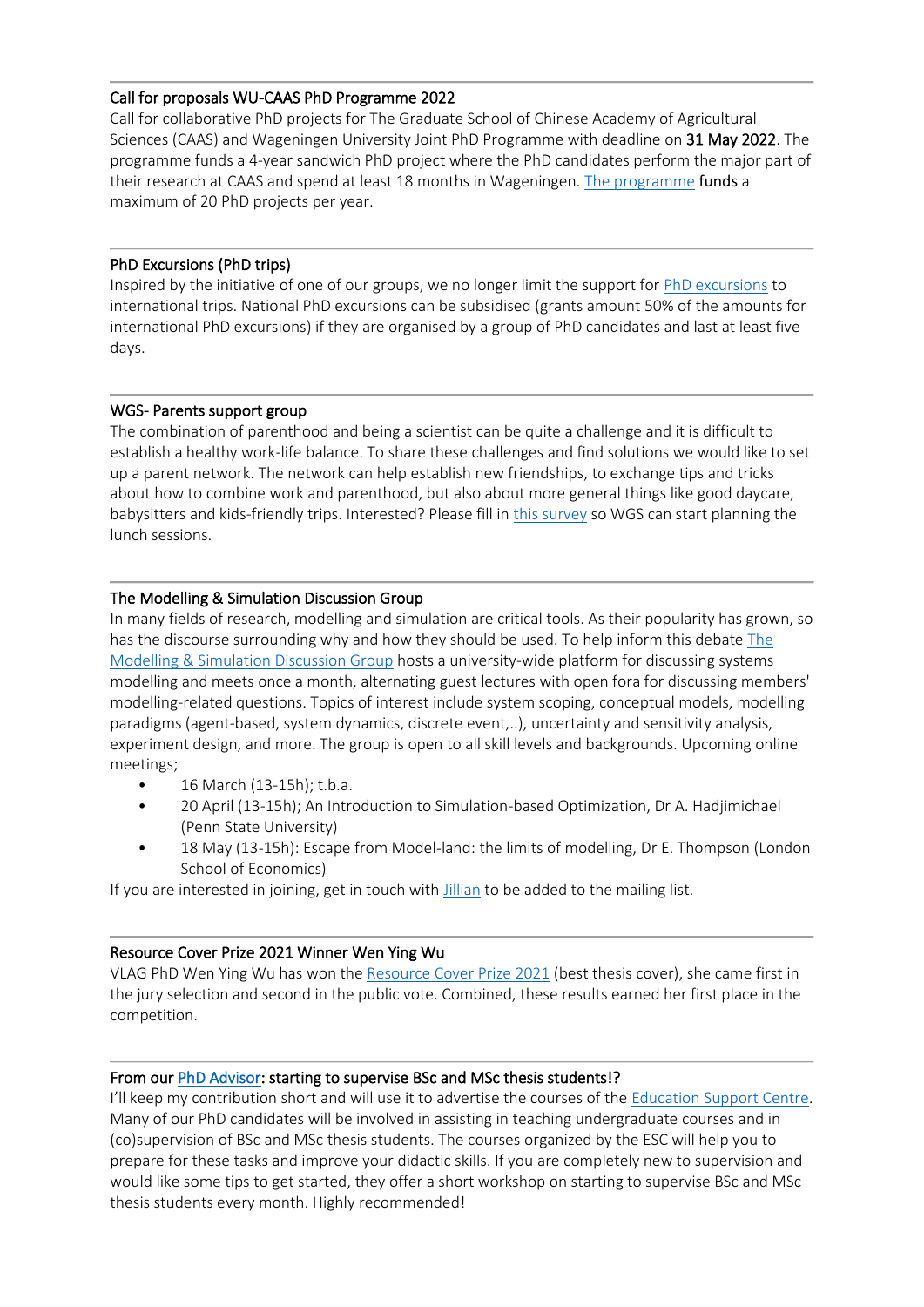---

### Call for proposals WU-CAAS PhD Programme 2022

Call for collaborative PhD projects for The Graduate School of Chinese Academy of Agricultural Sciences (CAAS) and Wageningen University Joint PhD Programme with deadline on **31 May 2022**. The programme funds a 4-year sandwich PhD project where the PhD candidates perform the major part of their research at CAAS and spend at least 18 months in Wageningen. The programme **funds** a maximum of 20 PhD projects per year.

---

### PhD Excursions (PhD trips)

Inspired by the initiative of one of our groups, we no longer limit the support for PhD excursions to international trips. National PhD excursions can be subsidised (grants amount 50% of the amounts for international PhD excursions) if they are organised by a group of PhD candidates and last at least five days.

---

### WGS- Parents support group

The combination of parenthood and being a scientist can be quite a challenge and it is difficult to establish a healthy work-life balance. To share these challenges and find solutions we would like to set up a parent network. The network can help establish new friendships, to exchange tips and tricks about how to combine work and parenthood, but also about more general things like good daycare, babysitters and kids-friendly trips. Interested? Please fill in this survey so WGS can start planning the lunch sessions.

---

### The Modelling & Simulation Discussion Group

In many fields of research, modelling and simulation are critical tools. As their popularity has grown, so has the discourse surrounding why and how they should be used. To help inform this debate The Modelling & Simulation Discussion Group hosts a university-wide platform for discussing systems modelling and meets once a month, alternating guest lectures with open fora for discussing members' modelling-related questions. Topics of interest include system scoping, conceptual models, modelling paradigms (agent-based, system dynamics, discrete event,..), uncertainty and sensitivity analysis, experiment design, and more. The group is open to all skill levels and backgrounds. Upcoming online meetings;

- 16 March (13-15h); t.b.a.
- 20 April (13-15h); An Introduction to Simulation-based Optimization, Dr A. Hadjimichael (Penn State University)
- 18 May (13-15h): Escape from Model-land: the limits of modelling, Dr E. Thompson (London School of Economics)

If you are interested in joining, get in touch with Jillian to be added to the mailing list.

---

### Resource Cover Prize 2021 Winner Wen Ying Wu

VLAG PhD Wen Ying Wu has won the Resource Cover Prize 2021 (best thesis cover), she came first in the jury selection and second in the public vote. Combined, these results earned her first place in the competition.

---

### From our PhD Advisor: starting to supervise BSc and MSc thesis students!?

I'll keep my contribution short and will use it to advertise the courses of the Education Support Centre. Many of our PhD candidates will be involved in assisting in teaching undergraduate courses and in (co)supervision of BSc and MSc thesis students. The courses organized by the ESC will help you to prepare for these tasks and improve your didactic skills. If you are completely new to supervision and would like some tips to get started, they offer a short workshop on starting to supervise BSc and MSc thesis students every month. Highly recommended!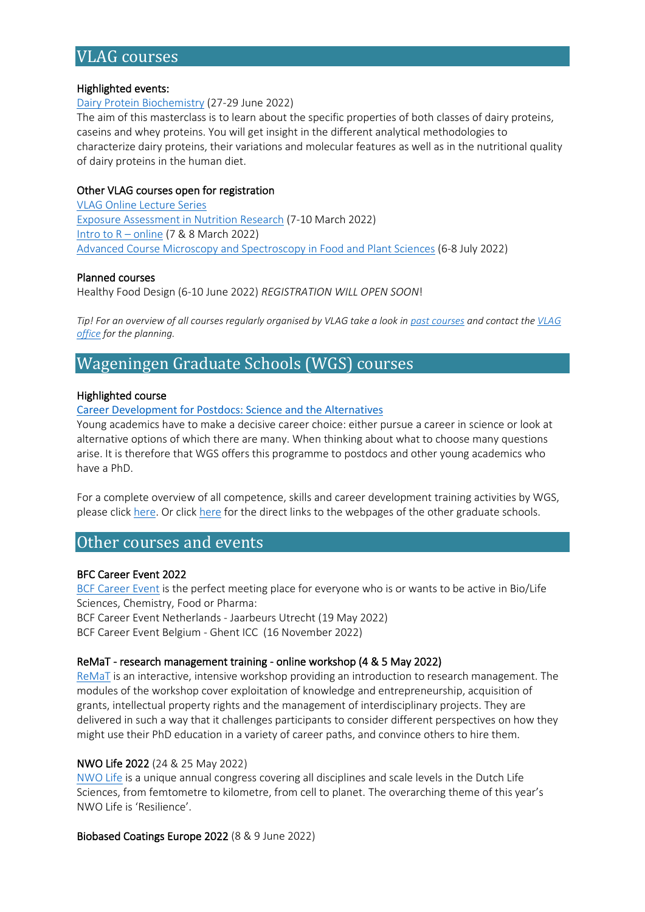## VLAG courses

**Highlighted events:**

[Dairy Protein Biochemistry] (27-29 June 2022)

The aim of this masterclass is to learn about the specific properties of both classes of dairy proteins, caseins and whey proteins. You will get insight in the different analytical methodologies to characterize dairy proteins, their variations and molecular features as well as in the nutritional quality of dairy proteins in the human diet.

**Other VLAG courses open for registration**

VLAG Online Lecture Series

Exposure Assessment in Nutrition Research (7-10 March 2022)

Intro to R – online (7 & 8 March 2022)

Advanced Course Microscopy and Spectroscopy in Food and Plant Sciences (6-8 July 2022)

**Planned courses**

Healthy Food Design (6-10 June 2022) *REGISTRATION WILL OPEN SOON*!

*Tip! For an overview of all courses regularly organised by VLAG take a look in past courses and contact the VLAG office for the planning.*

## Wageningen Graduate Schools (WGS) courses

**Highlighted course**

Career Development for Postdocs: Science and the Alternatives

Young academics have to make a decisive career choice: either pursue a career in science or look at alternative options of which there are many. When thinking about what to choose many questions arise. It is therefore that WGS offers this programme to postdocs and other young academics who have a PhD.

For a complete overview of all competence, skills and career development training activities by WGS, please click here. Or click here for the direct links to the webpages of the other graduate schools.

## Other courses and events

**BFC Career Event 2022**

BCF Career Event is the perfect meeting place for everyone who is or wants to be active in Bio/Life Sciences, Chemistry, Food or Pharma:

BCF Career Event Netherlands - Jaarbeurs Utrecht (19 May 2022)

BCF Career Event Belgium - Ghent ICC (16 November 2022)

**ReMaT - research management training - online workshop (4 & 5 May 2022)**

ReMaT is an interactive, intensive workshop providing an introduction to research management. The modules of the workshop cover exploitation of knowledge and entrepreneurship, acquisition of grants, intellectual property rights and the management of interdisciplinary projects. They are delivered in such a way that it challenges participants to consider different perspectives on how they might use their PhD education in a variety of career paths, and convince others to hire them.

**NWO Life 2022** (24 & 25 May 2022)

NWO Life is a unique annual congress covering all disciplines and scale levels in the Dutch Life Sciences, from femtometre to kilometre, from cell to planet. The overarching theme of this year's NWO Life is 'Resilience'.

**Biobased Coatings Europe 2022** (8 & 9 June 2022)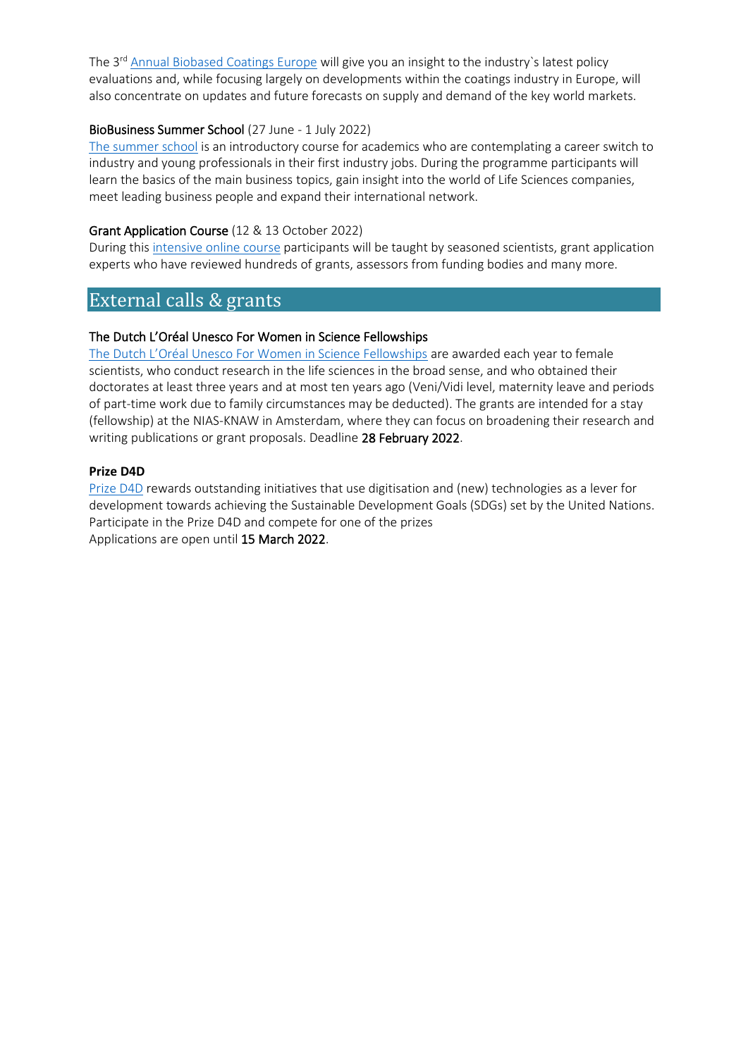The 3rd Annual Biobased Coatings Europe will give you an insight to the industry`s latest policy evaluations and, while focusing largely on developments within the coatings industry in Europe, will also concentrate on updates and future forecasts on supply and demand of the key world markets.

BioBusiness Summer School (27 June - 1 July 2022)

The summer school is an introductory course for academics who are contemplating a career switch to industry and young professionals in their first industry jobs. During the programme participants will learn the basics of the main business topics, gain insight into the world of Life Sciences companies, meet leading business people and expand their international network.

Grant Application Course (12 & 13 October 2022)

During this intensive online course participants will be taught by seasoned scientists, grant application experts who have reviewed hundreds of grants, assessors from funding bodies and many more.

## External calls & grants

The Dutch L'Oréal Unesco For Women in Science Fellowships

The Dutch L'Oréal Unesco For Women in Science Fellowships are awarded each year to female scientists, who conduct research in the life sciences in the broad sense, and who obtained their doctorates at least three years and at most ten years ago (Veni/Vidi level, maternity leave and periods of part-time work due to family circumstances may be deducted). The grants are intended for a stay (fellowship) at the NIAS-KNAW in Amsterdam, where they can focus on broadening their research and writing publications or grant proposals. Deadline 28 February 2022.

**Prize D4D**

Prize D4D rewards outstanding initiatives that use digitisation and (new) technologies as a lever for development towards achieving the Sustainable Development Goals (SDGs) set by the United Nations. Participate in the Prize D4D and compete for one of the prizes
Applications are open until 15 March 2022.